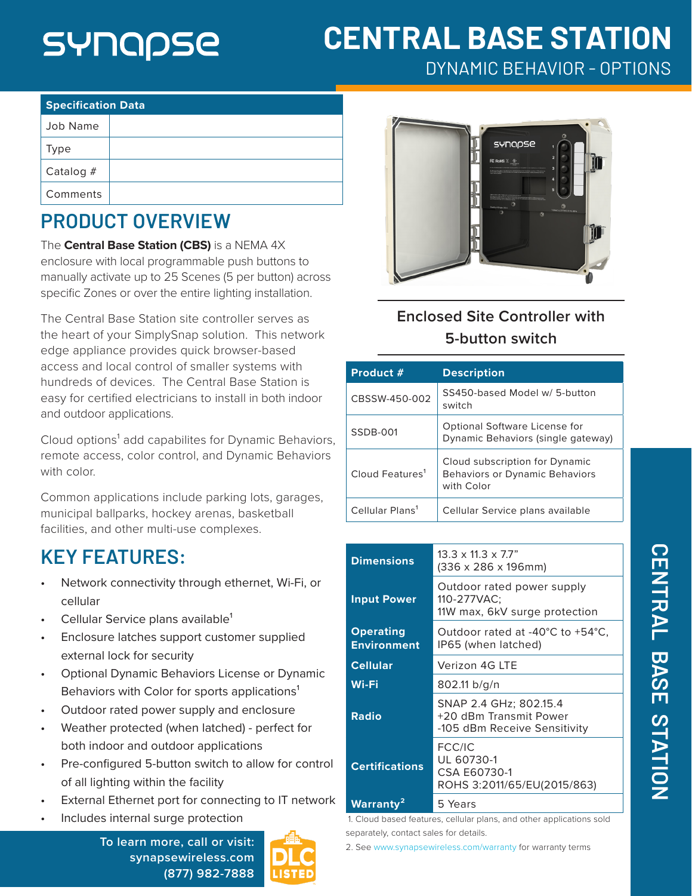# CENTRAL BASE STATION

## DYNAMIC BEHAVIOR - OPTIONS

| Specification Data | |
|---|---|
| Job Name | |
| Type | |
| Catalog # | |
| Comments | |

## PRODUCT OVERVIEW

The **Central Base Station (CBS)** is a NEMA 4X enclosure with local programmable push buttons to manually activate up to 25 Scenes (5 per button) across specific Zones or over the entire lighting installation.

The Central Base Station site controller serves as the heart of your SimplySnap solution. This network edge appliance provides quick browser-based access and local control of smaller systems with hundreds of devices. The Central Base Station is easy for certified electricians to install in both indoor and outdoor applications.

Cloud options[1] add capabilites for Dynamic Behaviors, remote access, color control, and Dynamic Behaviors with color.

Common applications include parking lots, garages, municipal ballparks, hockey arenas, basketball facilities, and other multi-use complexes.

## KEY FEATURES:

- Network connectivity through ethernet, Wi-Fi, or cellular
- Cellular Service plans available[1]
- Enclosure latches support customer supplied external lock for security
- Optional Dynamic Behaviors License or Dynamic Behaviors with Color for sports applications[1]
- Outdoor rated power supply and enclosure
- Weather protected (when latched) - perfect for both indoor and outdoor applications
- Pre-configured 5-button switch to allow for control of all lighting within the facility
- External Ethernet port for connecting to IT network
- Includes internal surge protection

Enclosed Site Controller with 5-button switch

| Product # | Description |
|---|---|
| CBSSW-450-002 | SS450-based Model w/ 5-button switch |
| SSDB-001 | Optional Software License for Dynamic Behaviors (single gateway) |
| Cloud Features[1] | Cloud subscription for Dynamic Behaviors or Dynamic Behaviors with Color |
| Cellular Plans[1] | Cellular Service plans available |

| | |
|---|---|
| **Dimensions** | 13.3 x 11.3 x 7.7" (336 x 286 x 196mm) |
| **Input Power** | Outdoor rated power supply 110-277VAC; 11W max, 6kV surge protection |
| **Operating Environment** | Outdoor rated at -40°C to +54°C, IP65 (when latched) |
| **Cellular** | Verizon 4G LTE |
| **Wi-Fi** | 802.11 b/g/n |
| **Radio** | SNAP 2.4 GHz; 802.15.4 +20 dBm Transmit Power -105 dBm Receive Sensitivity |
| **Certifications** | FCC/IC UL 60730-1 CSA E60730-1 ROHS 3:2011/65/EU(2015/863) |
| **Warranty[2]** | 5 Years |

1. Cloud based features, cellular plans, and other applications sold separately, contact sales for details.

2. See www.synapsewireless.com/warranty for warranty terms

To learn more, call or visit:
synapsewireless.com
(877) 982-7888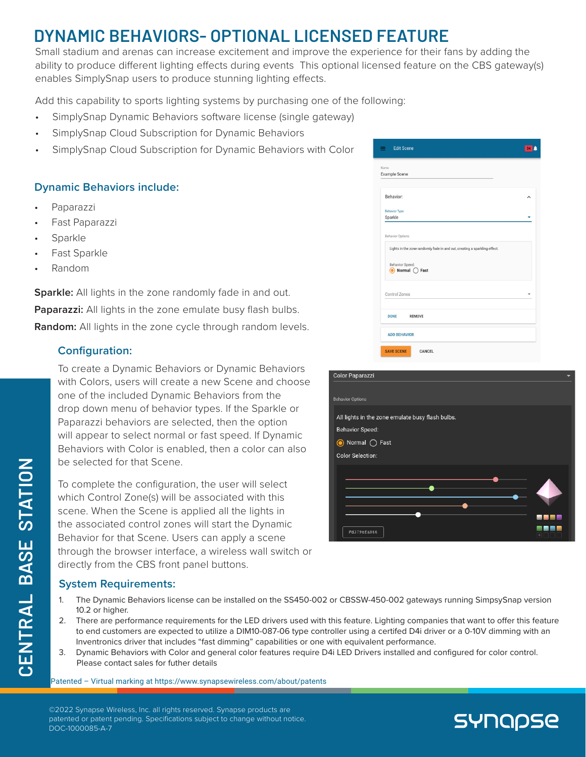# DYNAMIC BEHAVIORS- OPTIONAL LICENSED FEATURE

Small stadium and arenas can increase excitement and improve the experience for their fans by adding the ability to produce different lighting effects during events  This optional licensed feature on the CBS gateway(s) enables SimplySnap users to produce stunning lighting effects.

Add this capability to sports lighting systems by purchasing one of the following:

- SimplySnap Dynamic Behaviors software license (single gateway)
- SimplySnap Cloud Subscription for Dynamic Behaviors
- SimplySnap Cloud Subscription for Dynamic Behaviors with Color

### Dynamic Behaviors include:

- Paparazzi
- Fast Paparazzi
- Sparkle
- Fast Sparkle
- Random

**Sparkle:** All lights in the zone randomly fade in and out.

**Paparazzi:** All lights in the zone emulate busy flash bulbs.

**Random:** All lights in the zone cycle through random levels.

### Configuration:

To create a Dynamic Behaviors or Dynamic Behaviors with Colors, users will create a new Scene and choose one of the included Dynamic Behaviors from the drop down menu of behavior types. If the Sparkle or Paparazzi behaviors are selected, then the option will appear to select normal or fast speed. If Dynamic Behaviors with Color is enabled, then a color can also be selected for that Scene.

To complete the configuration, the user will select which Control Zone(s) will be associated with this scene. When the Scene is applied all the lights in the associated control zones will start the Dynamic Behavior for that Scene. Users can apply a scene through the browser interface, a wireless wall switch or directly from the CBS front panel buttons.

### System Requirements:

1. The Dynamic Behaviors license can be installed on the SS450-002 or CBSSW-450-002 gateways running SimpsySnap version 10.2 or higher.
2. There are performance requirements for the LED drivers used with this feature. Lighting companies that want to offer this feature to end customers are expected to utilize a DIM10-087-06 type controller using a certifed D4i driver or a 0-10V dimming with an Inventronics driver that includes “fast dimming” capabilities or one with equivalent performance.
3. Dynamic Behaviors with Color and general color features require D4i LED Drivers installed and configured for color control. Please contact sales for futher details

Patented – Virtual marking at https://www.synapsewireless.com/about/patents

CENTRAL BASE STATION

©2022 Synapse Wireless, Inc. all rights reserved. Synapse products are patented or patent pending. Specifications subject to change without notice.
DOC-1000085-A-7